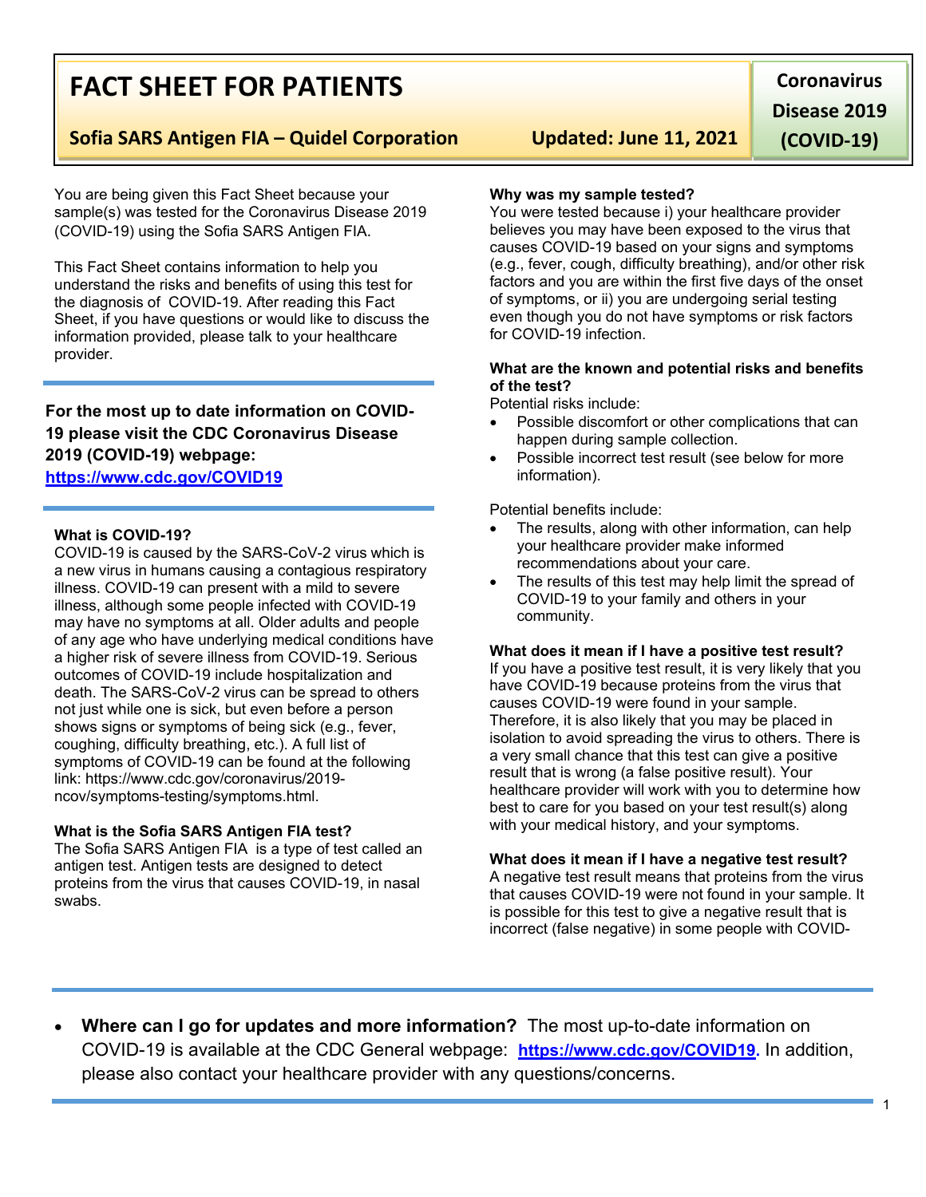# FACT SHEET FOR PATIENTS

**Sofia SARS Antigen FIA – Quidel Corporation** **Updated: June 11, 2021**

**Coronavirus Disease 2019 (COVID-19)**

You are being given this Fact Sheet because your sample(s) was tested for the Coronavirus Disease 2019 (COVID-19) using the Sofia SARS Antigen FIA.

This Fact Sheet contains information to help you understand the risks and benefits of using this test for the diagnosis of COVID-19. After reading this Fact Sheet, if you have questions or would like to discuss the information provided, please talk to your healthcare provider.

**For the most up to date information on COVID-19 please visit the CDC Coronavirus Disease 2019 (COVID-19) webpage:**
**https://www.cdc.gov/COVID19**

**What is COVID-19?**
COVID-19 is caused by the SARS-CoV-2 virus which is a new virus in humans causing a contagious respiratory illness. COVID-19 can present with a mild to severe illness, although some people infected with COVID-19 may have no symptoms at all. Older adults and people of any age who have underlying medical conditions have a higher risk of severe illness from COVID-19. Serious outcomes of COVID-19 include hospitalization and death. The SARS-CoV-2 virus can be spread to others not just while one is sick, but even before a person shows signs or symptoms of being sick (e.g., fever, coughing, difficulty breathing, etc.). A full list of symptoms of COVID-19 can be found at the following link: https://www.cdc.gov/coronavirus/2019-ncov/symptoms-testing/symptoms.html.

**What is the Sofia SARS Antigen FIA test?**
The Sofia SARS Antigen FIA is a type of test called an antigen test. Antigen tests are designed to detect proteins from the virus that causes COVID-19, in nasal swabs.

**Why was my sample tested?**
You were tested because i) your healthcare provider believes you may have been exposed to the virus that causes COVID-19 based on your signs and symptoms (e.g., fever, cough, difficulty breathing), and/or other risk factors and you are within the first five days of the onset of symptoms, or ii) you are undergoing serial testing even though you do not have symptoms or risk factors for COVID-19 infection.

**What are the known and potential risks and benefits of the test?**
Potential risks include:

- Possible discomfort or other complications that can happen during sample collection.
- Possible incorrect test result (see below for more information).

Potential benefits include:

- The results, along with other information, can help your healthcare provider make informed recommendations about your care.
- The results of this test may help limit the spread of COVID-19 to your family and others in your community.

**What does it mean if I have a positive test result?**
If you have a positive test result, it is very likely that you have COVID-19 because proteins from the virus that causes COVID-19 were found in your sample. Therefore, it is also likely that you may be placed in isolation to avoid spreading the virus to others. There is a very small chance that this test can give a positive result that is wrong (a false positive result). Your healthcare provider will work with you to determine how best to care for you based on your test result(s) along with your medical history, and your symptoms.

**What does it mean if I have a negative test result?**
A negative test result means that proteins from the virus that causes COVID-19 were not found in your sample. It is possible for this test to give a negative result that is incorrect (false negative) in some people with COVID-

- **Where can I go for updates and more information?** The most up-to-date information on COVID-19 is available at the CDC General webpage: **https://www.cdc.gov/COVID19.** In addition, please also contact your healthcare provider with any questions/concerns.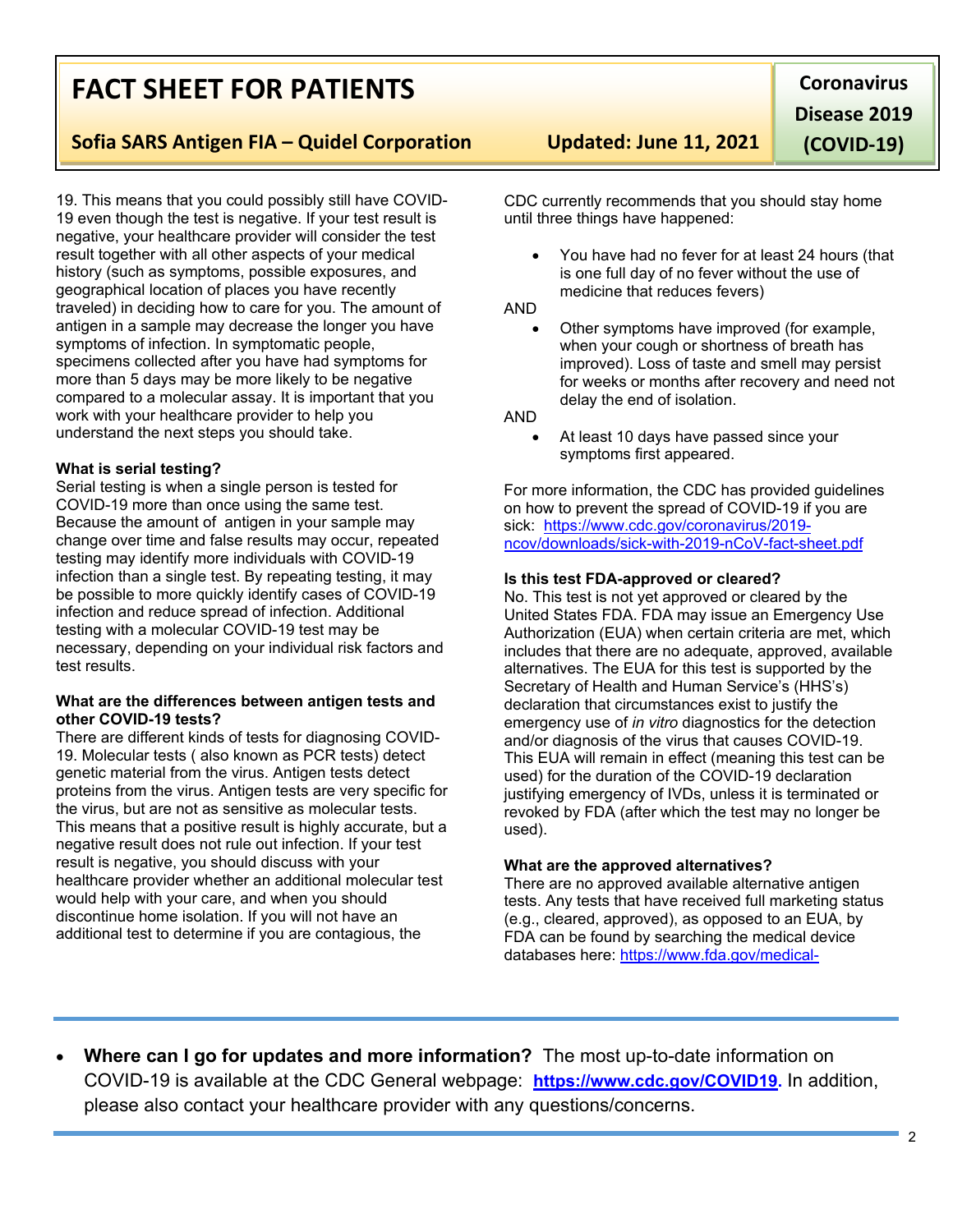19. This means that you could possibly still have COVID-19 even though the test is negative. If your test result is negative, your healthcare provider will consider the test result together with all other aspects of your medical history (such as symptoms, possible exposures, and geographical location of places you have recently traveled) in deciding how to care for you. The amount of antigen in a sample may decrease the longer you have symptoms of infection. In symptomatic people, specimens collected after you have had symptoms for more than 5 days may be more likely to be negative compared to a molecular assay. It is important that you work with your healthcare provider to help you understand the next steps you should take.

**What is serial testing?**
Serial testing is when a single person is tested for COVID-19 more than once using the same test. Because the amount of antigen in your sample may change over time and false results may occur, repeated testing may identify more individuals with COVID-19 infection than a single test. By repeating testing, it may be possible to more quickly identify cases of COVID-19 infection and reduce spread of infection. Additional testing with a molecular COVID-19 test may be necessary, depending on your individual risk factors and test results.

**What are the differences between antigen tests and other COVID-19 tests?**
There are different kinds of tests for diagnosing COVID-19. Molecular tests ( also known as PCR tests) detect genetic material from the virus. Antigen tests detect proteins from the virus. Antigen tests are very specific for the virus, but are not as sensitive as molecular tests. This means that a positive result is highly accurate, but a negative result does not rule out infection. If your test result is negative, you should discuss with your healthcare provider whether an additional molecular test would help with your care, and when you should discontinue home isolation. If you will not have an additional test to determine if you are contagious, the CDC currently recommends that you should stay home until three things have happened:

- You have had no fever for at least 24 hours (that is one full day of no fever without the use of medicine that reduces fevers)

AND

- Other symptoms have improved (for example, when your cough or shortness of breath has improved). Loss of taste and smell may persist for weeks or months after recovery and need not delay the end of isolation.

AND

- At least 10 days have passed since your symptoms first appeared.

For more information, the CDC has provided guidelines on how to prevent the spread of COVID-19 if you are sick: https://www.cdc.gov/coronavirus/2019-ncov/downloads/sick-with-2019-nCoV-fact-sheet.pdf

**Is this test FDA-approved or cleared?**
No. This test is not yet approved or cleared by the United States FDA. FDA may issue an Emergency Use Authorization (EUA) when certain criteria are met, which includes that there are no adequate, approved, available alternatives. The EUA for this test is supported by the Secretary of Health and Human Service's (HHS's) declaration that circumstances exist to justify the emergency use of *in vitro* diagnostics for the detection and/or diagnosis of the virus that causes COVID-19. This EUA will remain in effect (meaning this test can be used) for the duration of the COVID-19 declaration justifying emergency of IVDs, unless it is terminated or revoked by FDA (after which the test may no longer be used).

**What are the approved alternatives?**
There are no approved available alternative antigen tests. Any tests that have received full marketing status (e.g., cleared, approved), as opposed to an EUA, by FDA can be found by searching the medical device databases here: https://www.fda.gov/medical-

- **Where can I go for updates and more information?** The most up-to-date information on COVID-19 is available at the CDC General webpage: **https://www.cdc.gov/COVID19.** In addition, please also contact your healthcare provider with any questions/concerns.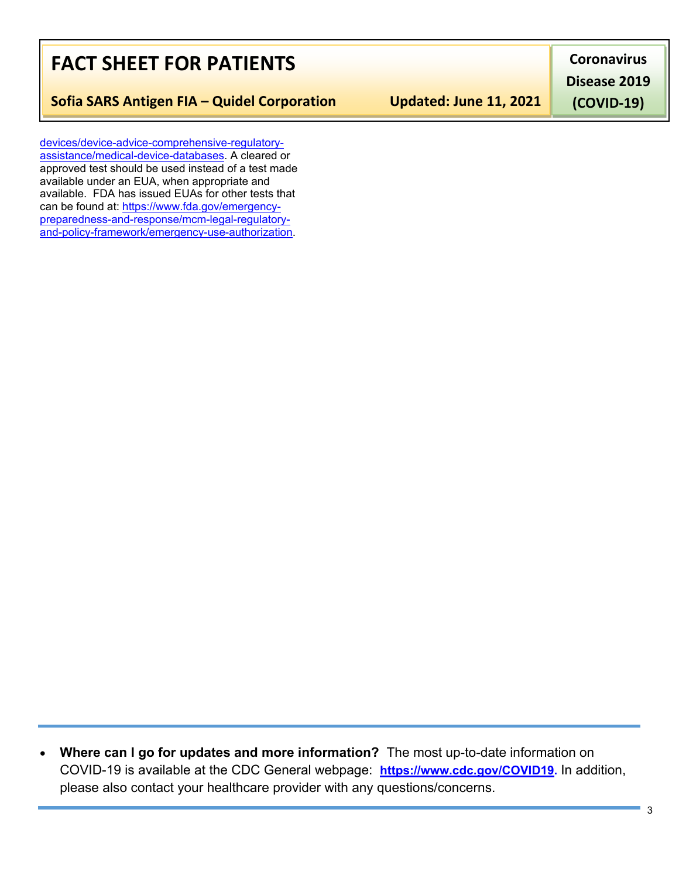devices/device-advice-comprehensive-regulatory-assistance/medical-device-databases. A cleared or approved test should be used instead of a test made available under an EUA, when appropriate and available. FDA has issued EUAs for other tests that can be found at: https://www.fda.gov/emergency-preparedness-and-response/mcm-legal-regulatory-and-policy-framework/emergency-use-authorization.

- **Where can I go for updates and more information?** The most up-to-date information on COVID-19 is available at the CDC General webpage: **https://www.cdc.gov/COVID19.** In addition, please also contact your healthcare provider with any questions/concerns.